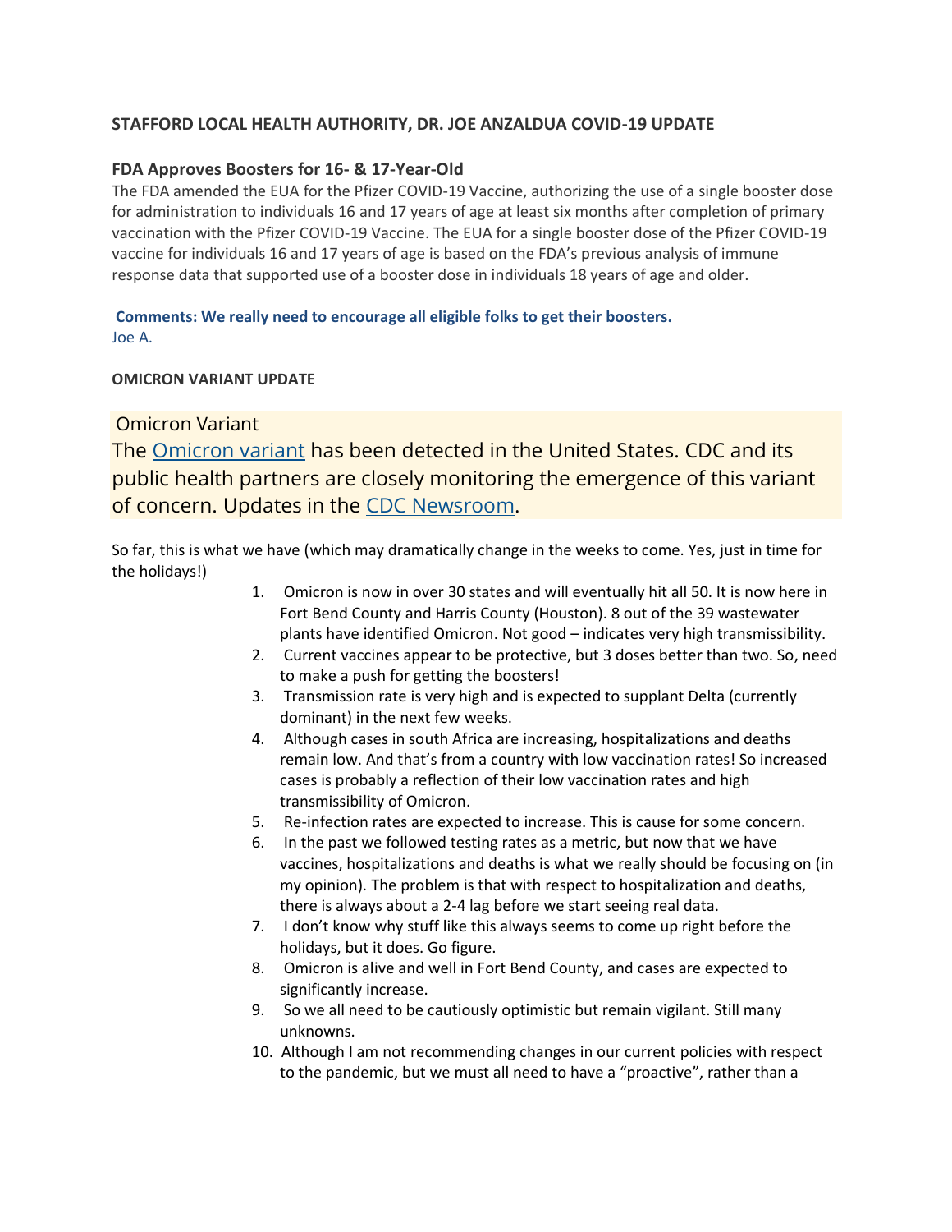## STAFFORD LOCAL HEALTH AUTHORITY, DR. JOE ANZALDUA COVID-19 UPDATE

### FDA Approves Boosters for 16- & 17-Year-Old

The FDA amended the EUA for the Pfizer COVID-19 Vaccine, authorizing the use of a single booster dose for administration to individuals 16 and 17 years of age at least six months after completion of primary vaccination with the Pfizer COVID-19 Vaccine. The EUA for a single booster dose of the Pfizer COVID-19 vaccine for individuals 16 and 17 years of age is based on the FDA's previous analysis of immune response data that supported use of a booster dose in individuals 18 years of age and older.

**Comments: We really need to encourage all eligible folks to get their boosters.**
Joe A.

**OMICRON VARIANT UPDATE**

Omicron Variant

The [Omicron variant] has been detected in the United States. CDC and its public health partners are closely monitoring the emergence of this variant of concern. Updates in the [CDC Newsroom].

So far, this is what we have (which may dramatically change in the weeks to come. Yes, just in time for the holidays!)

1. Omicron is now in over 30 states and will eventually hit all 50. It is now here in Fort Bend County and Harris County (Houston). 8 out of the 39 wastewater plants have identified Omicron. Not good – indicates very high transmissibility.
2. Current vaccines appear to be protective, but 3 doses better than two. So, need to make a push for getting the boosters!
3. Transmission rate is very high and is expected to supplant Delta (currently dominant) in the next few weeks.
4. Although cases in south Africa are increasing, hospitalizations and deaths remain low. And that's from a country with low vaccination rates! So increased cases is probably a reflection of their low vaccination rates and high transmissibility of Omicron.
5. Re-infection rates are expected to increase. This is cause for some concern.
6. In the past we followed testing rates as a metric, but now that we have vaccines, hospitalizations and deaths is what we really should be focusing on (in my opinion). The problem is that with respect to hospitalization and deaths, there is always about a 2-4 lag before we start seeing real data.
7. I don't know why stuff like this always seems to come up right before the holidays, but it does. Go figure.
8. Omicron is alive and well in Fort Bend County, and cases are expected to significantly increase.
9. So we all need to be cautiously optimistic but remain vigilant. Still many unknowns.
10. Although I am not recommending changes in our current policies with respect to the pandemic, but we must all need to have a "proactive", rather than a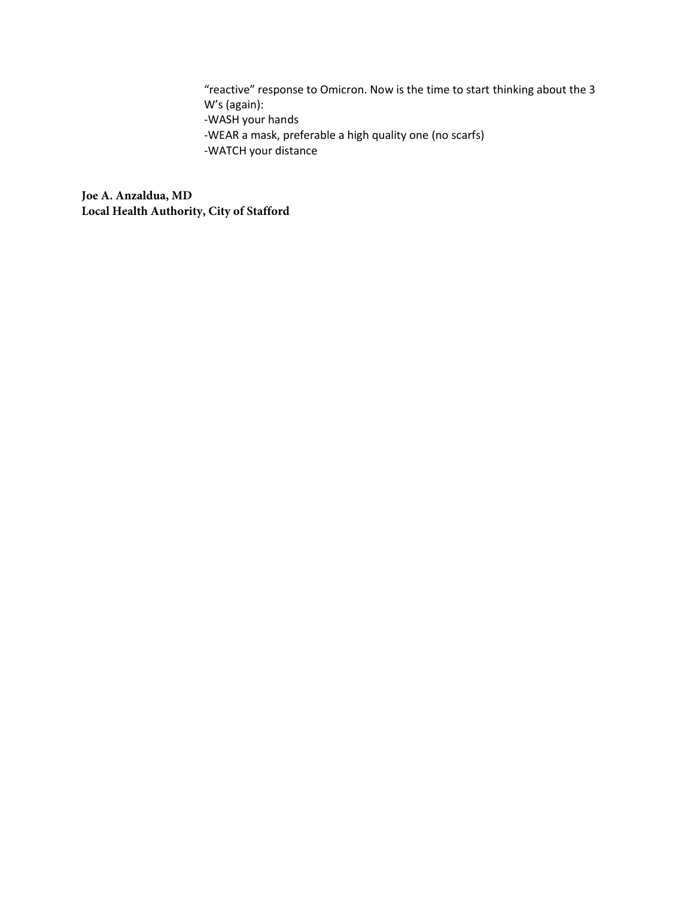"reactive" response to Omicron. Now is the time to start thinking about the 3 W's (again):

-WASH your hands

-WEAR a mask, preferable a high quality one (no scarfs)

-WATCH your distance

**Joe A. Anzaldua, MD**
**Local Health Authority, City of Stafford**